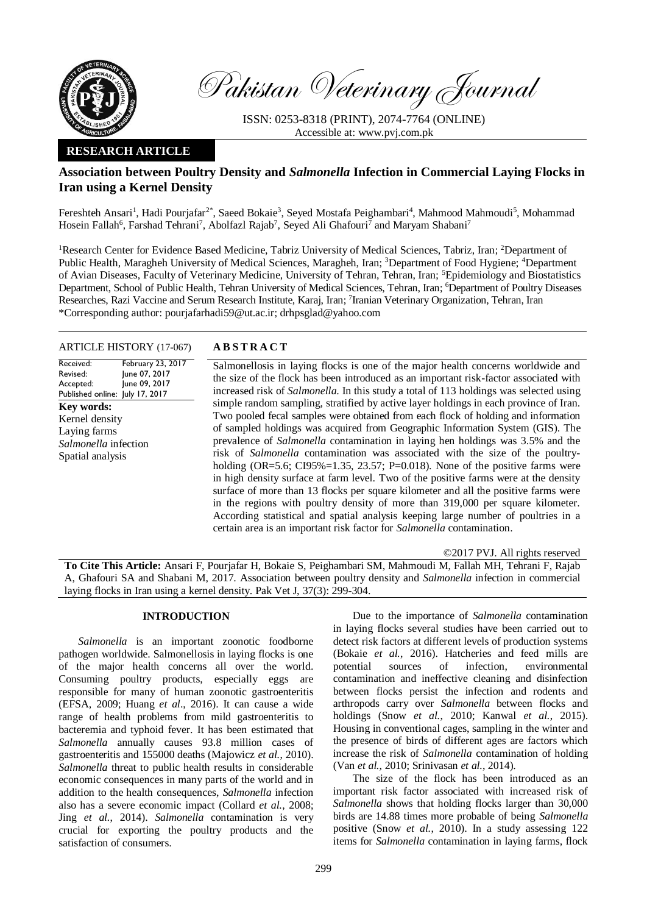Pakistan Veterinary Journal

ISSN: 0253-8318 (PRINT), 2074-7764 (ONLINE)
Accessible at: www.pvj.com.pk

**RESEARCH ARTICLE**

# Association between Poultry Density and *Salmonella* Infection in Commercial Laying Flocks in Iran using a Kernel Density

Fereshteh Ansari[1], Hadi Pourjafar[2*], Saeed Bokaie[3], Seyed Mostafa Peighambari[4], Mahmood Mahmoudi[5], Mohammad Hosein Fallah[6], Farshad Tehrani[7], Abolfazl Rajab[7], Seyed Ali Ghafouri[7] and Maryam Shabani[7]

[1]Research Center for Evidence Based Medicine, Tabriz University of Medical Sciences, Tabriz, Iran; [2]Department of Public Health, Maragheh University of Medical Sciences, Maragheh, Iran; [3]Department of Food Hygiene; [4]Department of Avian Diseases, Faculty of Veterinary Medicine, University of Tehran, Tehran, Iran; [5]Epidemiology and Biostatistics Department, School of Public Health, Tehran University of Medical Sciences, Tehran, Iran; [6]Department of Poultry Diseases Researches, Razi Vaccine and Serum Research Institute, Karaj, Iran; [7]Iranian Veterinary Organization, Tehran, Iran
*Corresponding author: pourjafarhadi59@ut.ac.ir; drhpsglad@yahoo.com

**ARTICLE HISTORY** (17-067)

| | |
|---|---|
| Received: | February 23, 2017 |
| Revised: | June 07, 2017 |
| Accepted: | June 09, 2017 |
| Published online: | July 17, 2017 |

**Key words:**
Kernel density
Laying farms
*Salmonella* infection
Spatial analysis

**ABSTRACT**

Salmonellosis in laying flocks is one of the major health concerns worldwide and the size of the flock has been introduced as an important risk-factor associated with increased risk of *Salmonella.* In this study a total of 113 holdings was selected using simple random sampling, stratified by active layer holdings in each province of Iran. Two pooled fecal samples were obtained from each flock of holding and information of sampled holdings was acquired from Geographic Information System (GIS). The prevalence of *Salmonella* contamination in laying hen holdings was 3.5% and the risk of *Salmonella* contamination was associated with the size of the poultry-holding (OR=5.6; CI95%=1.35, 23.57; P=0.018). None of the positive farms were in high density surface at farm level. Two of the positive farms were at the density surface of more than 13 flocks per square kilometer and all the positive farms were in the regions with poultry density of more than 319,000 per square kilometer. According statistical and spatial analysis keeping large number of poultries in a certain area is an important risk factor for *Salmonella* contamination.

©2017 PVJ. All rights reserved

**To Cite This Article:** Ansari F, Pourjafar H, Bokaie S, Peighambari SM, Mahmoudi M, Fallah MH, Tehrani F, Rajab A, Ghafouri SA and Shabani M, 2017. Association between poultry density and *Salmonella* infection in commercial laying flocks in Iran using a kernel density. Pak Vet J, 37(3): 299-304.

## INTRODUCTION

*Salmonella* is an important zoonotic foodborne pathogen worldwide. Salmonellosis in laying flocks is one of the major health concerns all over the world. Consuming poultry products, especially eggs are responsible for many of human zoonotic gastroenteritis (EFSA, 2009; Huang *et al*., 2016). It can cause a wide range of health problems from mild gastroenteritis to bacteremia and typhoid fever. It has been estimated that *Salmonella* annually causes 93.8 million cases of gastroenteritis and 155000 deaths (Majowicz *et al.*, 2010). *Salmonella* threat to public health results in considerable economic consequences in many parts of the world and in addition to the health consequences, *Salmonella* infection also has a severe economic impact (Collard *et al.*, 2008; Jing *et al.*, 2014). *Salmonella* contamination is very crucial for exporting the poultry products and the satisfaction of consumers.

Due to the importance of *Salmonella* contamination in laying flocks several studies have been carried out to detect risk factors at different levels of production systems (Bokaie *et al.*, 2016). Hatcheries and feed mills are potential sources of infection, environmental contamination and ineffective cleaning and disinfection between flocks persist the infection and rodents and arthropods carry over *Salmonella* between flocks and holdings (Snow *et al.*, 2010; Kanwal *et al.*, 2015). Housing in conventional cages, sampling in the winter and the presence of birds of different ages are factors which increase the risk of *Salmonella* contamination of holding (Van *et al.*, 2010; Srinivasan *et al.*, 2014).

The size of the flock has been introduced as an important risk factor associated with increased risk of *Salmonella* shows that holding flocks larger than 30,000 birds are 14.88 times more probable of being *Salmonella* positive (Snow *et al.*, 2010). In a study assessing 122 items for *Salmonella* contamination in laying farms, flock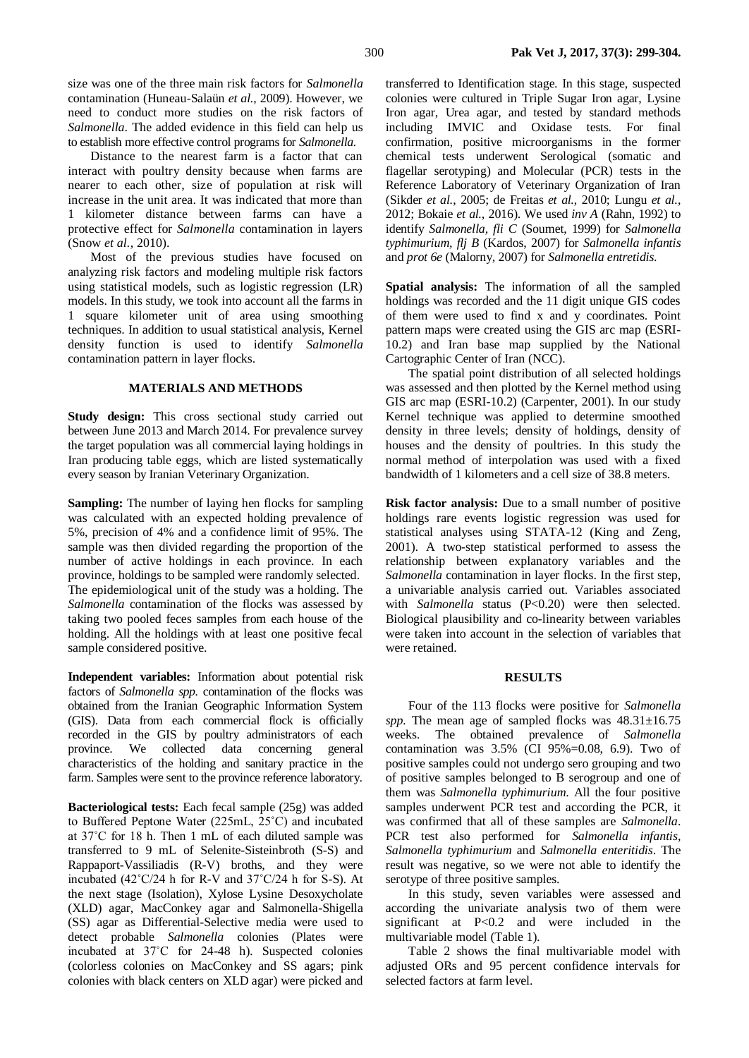size was one of the three main risk factors for *Salmonella* contamination (Huneau-Salaün *et al.*, 2009). However, we need to conduct more studies on the risk factors of *Salmonella*. The added evidence in this field can help us to establish more effective control programs for *Salmonella.*

Distance to the nearest farm is a factor that can interact with poultry density because when farms are nearer to each other, size of population at risk will increase in the unit area. It was indicated that more than 1 kilometer distance between farms can have a protective effect for *Salmonella* contamination in layers (Snow *et al.*, 2010).

Most of the previous studies have focused on analyzing risk factors and modeling multiple risk factors using statistical models, such as logistic regression (LR) models. In this study, we took into account all the farms in 1 square kilometer unit of area using smoothing techniques. In addition to usual statistical analysis, Kernel density function is used to identify *Salmonella* contamination pattern in layer flocks.

## MATERIALS AND METHODS

**Study design:** This cross sectional study carried out between June 2013 and March 2014. For prevalence survey the target population was all commercial laying holdings in Iran producing table eggs, which are listed systematically every season by Iranian Veterinary Organization.

**Sampling:** The number of laying hen flocks for sampling was calculated with an expected holding prevalence of 5%, precision of 4% and a confidence limit of 95%. The sample was then divided regarding the proportion of the number of active holdings in each province. In each province, holdings to be sampled were randomly selected. The epidemiological unit of the study was a holding. The *Salmonella* contamination of the flocks was assessed by taking two pooled feces samples from each house of the holding. All the holdings with at least one positive fecal sample considered positive.

**Independent variables:** Information about potential risk factors of *Salmonella spp.* contamination of the flocks was obtained from the Iranian Geographic Information System (GIS). Data from each commercial flock is officially recorded in the GIS by poultry administrators of each province. We collected data concerning general characteristics of the holding and sanitary practice in the farm. Samples were sent to the province reference laboratory.

**Bacteriological tests:** Each fecal sample (25g) was added to Buffered Peptone Water (225mL, 25˚C) and incubated at 37˚C for 18 h. Then 1 mL of each diluted sample was transferred to 9 mL of Selenite-Sisteinbroth (S-S) and Rappaport-Vassiliadis (R-V) broths, and they were incubated (42˚C/24 h for R-V and 37˚C/24 h for S-S). At the next stage (Isolation), Xylose Lysine Desoxycholate (XLD) agar, MacConkey agar and Salmonella-Shigella (SS) agar as Differential-Selective media were used to detect probable *Salmonella* colonies (Plates were incubated at 37˚C for 24-48 h). Suspected colonies (colorless colonies on MacConkey and SS agars; pink colonies with black centers on XLD agar) were picked and transferred to Identification stage. In this stage, suspected colonies were cultured in Triple Sugar Iron agar, Lysine Iron agar, Urea agar, and tested by standard methods including IMVIC and Oxidase tests. For final confirmation, positive microorganisms in the former chemical tests underwent Serological (somatic and flagellar serotyping) and Molecular (PCR) tests in the Reference Laboratory of Veterinary Organization of Iran (Sikder *et al.*, 2005; de Freitas *et al.*, 2010; Lungu *et al.*, 2012; Bokaie *et al.*, 2016). We used *inv A* (Rahn, 1992) to identify *Salmonella, fli C* (Soumet, 1999) for *Salmonella typhimurium, flj B* (Kardos, 2007) for *Salmonella infantis* and *prot 6e* (Malorny, 2007) for *Salmonella entretidis.*

**Spatial analysis:** The information of all the sampled holdings was recorded and the 11 digit unique GIS codes of them were used to find x and y coordinates. Point pattern maps were created using the GIS arc map (ESRI-10.2) and Iran base map supplied by the National Cartographic Center of Iran (NCC).

The spatial point distribution of all selected holdings was assessed and then plotted by the Kernel method using GIS arc map (ESRI-10.2) (Carpenter, 2001). In our study Kernel technique was applied to determine smoothed density in three levels; density of holdings, density of houses and the density of poultries. In this study the normal method of interpolation was used with a fixed bandwidth of 1 kilometers and a cell size of 38.8 meters.

**Risk factor analysis:** Due to a small number of positive holdings rare events logistic regression was used for statistical analyses using STATA-12 (King and Zeng, 2001). A two-step statistical performed to assess the relationship between explanatory variables and the *Salmonella* contamination in layer flocks. In the first step, a univariable analysis carried out. Variables associated with *Salmonella* status (P<0.20) were then selected. Biological plausibility and co-linearity between variables were taken into account in the selection of variables that were retained.

## RESULTS

Four of the 113 flocks were positive for *Salmonella spp.* The mean age of sampled flocks was 48.31±16.75 weeks. The obtained prevalence of *Salmonella* contamination was 3.5% (CI 95%=0.08, 6.9). Two of positive samples could not undergo sero grouping and two of positive samples belonged to B serogroup and one of them was *Salmonella typhimurium.* All the four positive samples underwent PCR test and according the PCR, it was confirmed that all of these samples are *Salmonella*. PCR test also performed for *Salmonella infantis*, *Salmonella typhimurium* and *Salmonella enteritidis*. The result was negative, so we were not able to identify the serotype of three positive samples.

In this study, seven variables were assessed and according the univariate analysis two of them were significant at P<0.2 and were included in the multivariable model (Table 1).

Table 2 shows the final multivariable model with adjusted ORs and 95 percent confidence intervals for selected factors at farm level.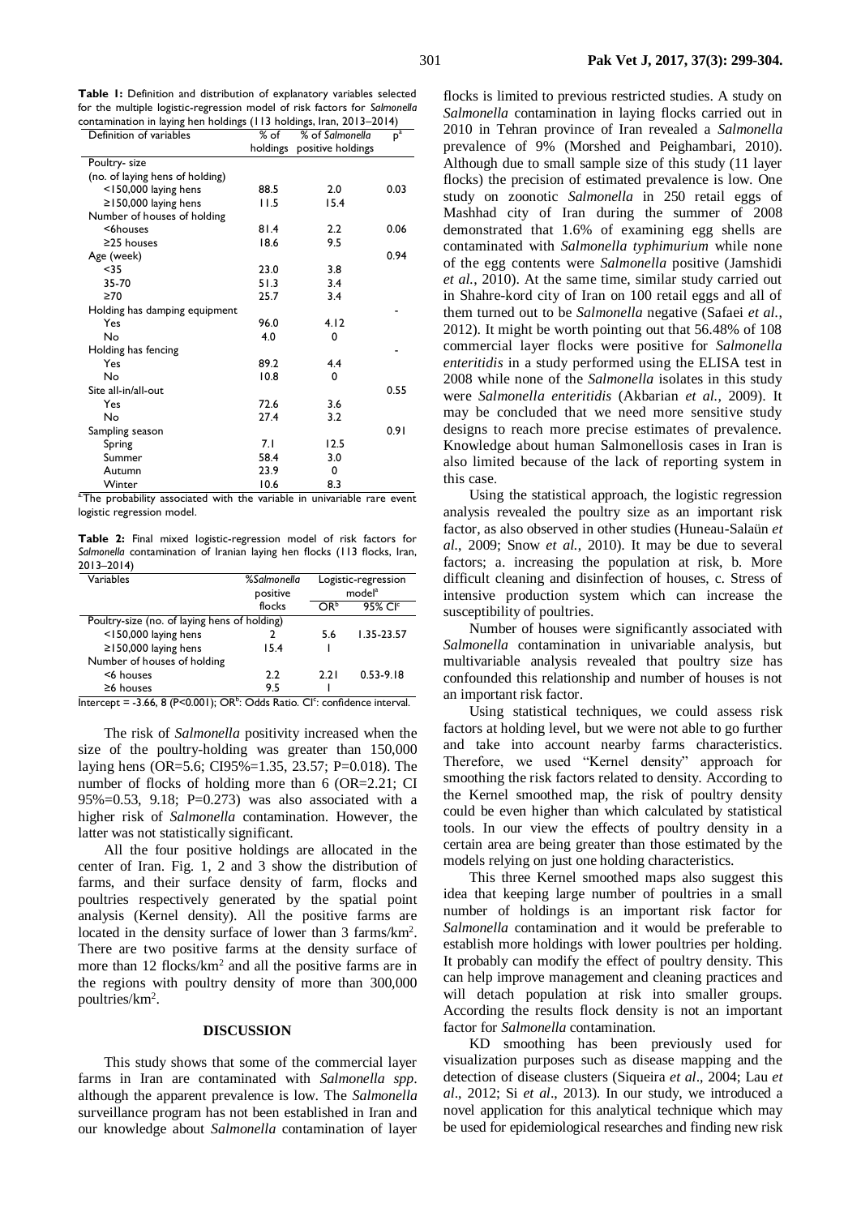**Table 1:** Definition and distribution of explanatory variables selected for the multiple logistic-regression model of risk factors for *Salmonella* contamination in laying hen holdings (113 holdings, Iran, 2013–2014)

| Definition of variables | % of holdings | % of *Salmonella* positive holdings | p[a] |
|---|---|---|---|
| Poultry- size (no. of laying hens of holding) | | | |
| <150,000 laying hens | 88.5 | 2.0 | 0.03 |
| ≥150,000 laying hens | 11.5 | 15.4 | |
| Number of houses of holding | | | |
| <6houses | 81.4 | 2.2 | 0.06 |
| ≥25 houses | 18.6 | 9.5 | |
| Age (week) | | | 0.94 |
| <35 | 23.0 | 3.8 | |
| 35-70 | 51.3 | 3.4 | |
| ≥70 | 25.7 | 3.4 | |
| Holding has damping equipment | | | - |
| Yes | 96.0 | 4.12 | |
| No | 4.0 | 0 | |
| Holding has fencing | | | - |
| Yes | 89.2 | 4.4 | |
| No | 10.8 | 0 | |
| Site all-in/all-out | | | 0.55 |
| Yes | 72.6 | 3.6 | |
| No | 27.4 | 3.2 | |
| Sampling season | | | 0.91 |
| Spring | 7.1 | 12.5 | |
| Summer | 58.4 | 3.0 | |
| Autumn | 23.9 | 0 | |
| Winter | 10.6 | 8.3 | |

[a]The probability associated with the variable in univariable rare event logistic regression model.

**Table 2:** Final mixed logistic-regression model of risk factors for *Salmonella* contamination of Iranian laying hen flocks (113 flocks, Iran, 2013–2014)

| Variables | %*Salmonella* positive flocks | Logistic-regression model[a] | |
|---|---|---|---|
| | | OR[b] | 95% CI[c] |
| Poultry-size (no. of laying hens of holding) | | | |
| <150,000 laying hens | 2 | 5.6 | 1.35-23.57 |
| ≥150,000 laying hens | 15.4 | 1 | |
| Number of houses of holding | | | |
| <6 houses | 2.2 | 2.21 | 0.53-9.18 |
| ≥6 houses | 9.5 | 1 | |

Intercept = -3.66, 8 (P<0.001); OR[b]: Odds Ratio. CI[c]: confidence interval.

The risk of *Salmonella* positivity increased when the size of the poultry-holding was greater than 150,000 laying hens (OR=5.6; CI95%=1.35, 23.57; P=0.018). The number of flocks of holding more than 6 (OR=2.21; CI 95%=0.53, 9.18; P=0.273) was also associated with a higher risk of *Salmonella* contamination. However, the latter was not statistically significant.

All the four positive holdings are allocated in the center of Iran. Fig. 1, 2 and 3 show the distribution of farms, and their surface density of farm, flocks and poultries respectively generated by the spatial point analysis (Kernel density). All the positive farms are located in the density surface of lower than 3 farms/km$^2$. There are two positive farms at the density surface of more than 12 flocks/km$^2$ and all the positive farms are in the regions with poultry density of more than 300,000 poultries/km$^2$.

## DISCUSSION

This study shows that some of the commercial layer farms in Iran are contaminated with *Salmonella spp*. although the apparent prevalence is low. The *Salmonella* surveillance program has not been established in Iran and our knowledge about *Salmonella* contamination of layer flocks is limited to previous restricted studies. A study on *Salmonella* contamination in laying flocks carried out in 2010 in Tehran province of Iran revealed a *Salmonella* prevalence of 9% (Morshed and Peighambari, 2010). Although due to small sample size of this study (11 layer flocks) the precision of estimated prevalence is low. One study on zoonotic *Salmonella* in 250 retail eggs of Mashhad city of Iran during the summer of 2008 demonstrated that 1.6% of examining egg shells are contaminated with *Salmonella typhimurium* while none of the egg contents were *Salmonella* positive (Jamshidi *et al.*, 2010). At the same time, similar study carried out in Shahre-kord city of Iran on 100 retail eggs and all of them turned out to be *Salmonella* negative (Safaei *et al.*, 2012). It might be worth pointing out that 56.48% of 108 commercial layer flocks were positive for *Salmonella enteritidis* in a study performed using the ELISA test in 2008 while none of the *Salmonella* isolates in this study were *Salmonella enteritidis* (Akbarian *et al.*, 2009). It may be concluded that we need more sensitive study designs to reach more precise estimates of prevalence. Knowledge about human Salmonellosis cases in Iran is also limited because of the lack of reporting system in this case.

Using the statistical approach, the logistic regression analysis revealed the poultry size as an important risk factor, as also observed in other studies (Huneau-Salaün *et al.*, 2009; Snow *et al.*, 2010). It may be due to several factors; a. increasing the population at risk, b. More difficult cleaning and disinfection of houses, c. Stress of intensive production system which can increase the susceptibility of poultries.

Number of houses were significantly associated with *Salmonella* contamination in univariable analysis, but multivariable analysis revealed that poultry size has confounded this relationship and number of houses is not an important risk factor.

Using statistical techniques, we could assess risk factors at holding level, but we were not able to go further and take into account nearby farms characteristics. Therefore, we used "Kernel density" approach for smoothing the risk factors related to density. According to the Kernel smoothed map, the risk of poultry density could be even higher than which calculated by statistical tools. In our view the effects of poultry density in a certain area are being greater than those estimated by the models relying on just one holding characteristics.

This three Kernel smoothed maps also suggest this idea that keeping large number of poultries in a small number of holdings is an important risk factor for *Salmonella* contamination and it would be preferable to establish more holdings with lower poultries per holding. It probably can modify the effect of poultry density. This can help improve management and cleaning practices and will detach population at risk into smaller groups. According the results flock density is not an important factor for *Salmonella* contamination.

KD smoothing has been previously used for visualization purposes such as disease mapping and the detection of disease clusters (Siqueira *et al*., 2004; Lau *et al*., 2012; Si *et al*., 2013). In our study, we introduced a novel application for this analytical technique which may be used for epidemiological researches and finding new risk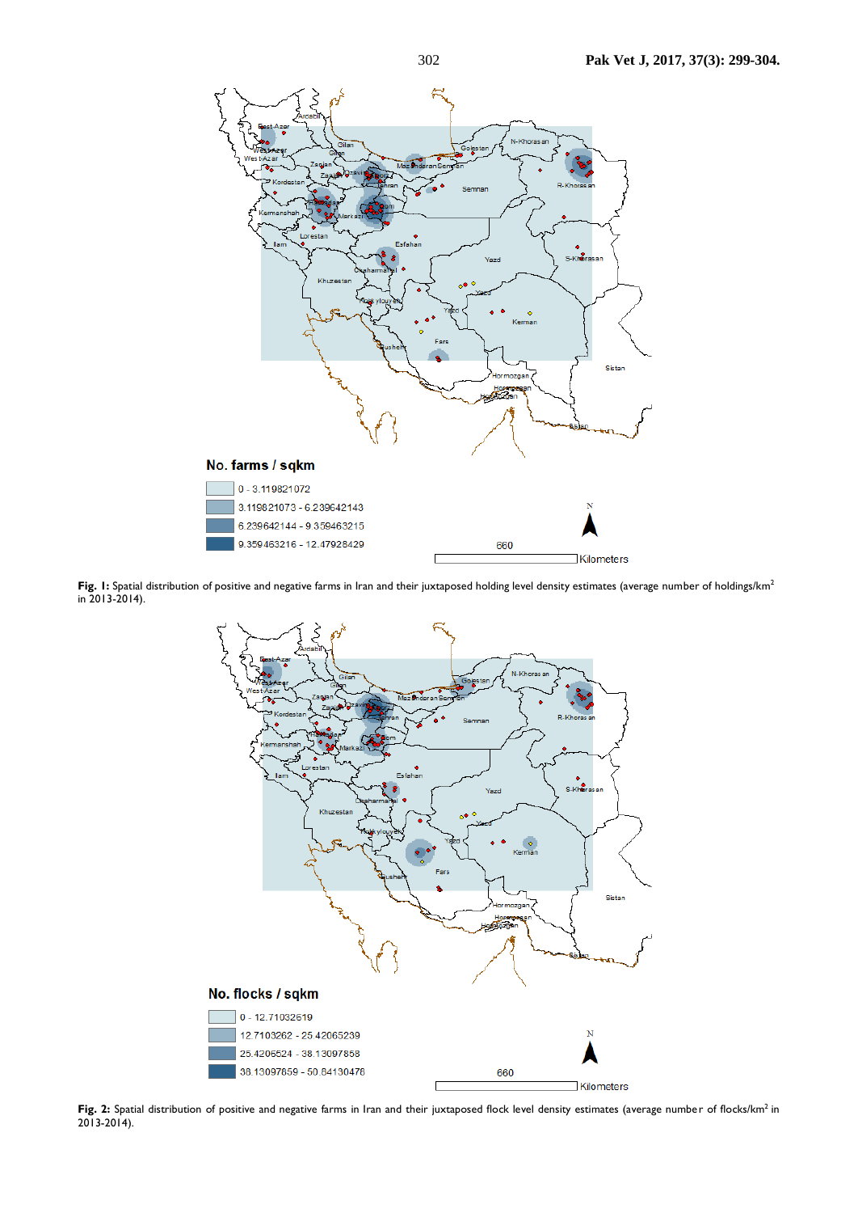**Fig. 1:** Spatial distribution of positive and negative farms in Iran and their juxtaposed holding level density estimates (average number of holdings/km$^2$ in 2013-2014).

**Fig. 2:** Spatial distribution of positive and negative farms in Iran and their juxtaposed flock level density estimates (average number of flocks/km$^2$ in 2013-2014).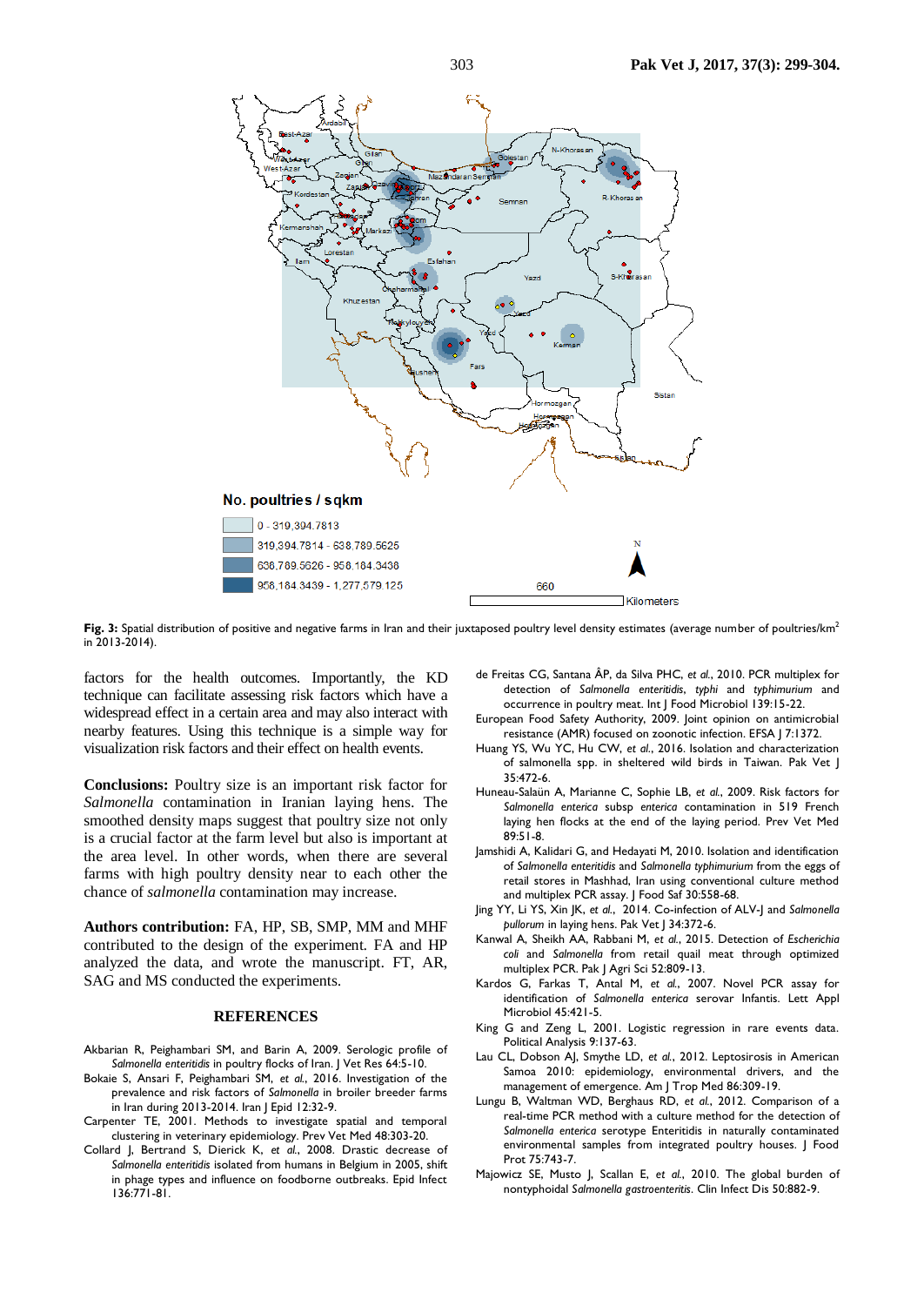**Fig. 3:** Spatial distribution of positive and negative farms in Iran and their juxtaposed poultry level density estimates (average number of poultries/km$^2$ in 2013-2014).

factors for the health outcomes. Importantly, the KD technique can facilitate assessing risk factors which have a widespread effect in a certain area and may also interact with nearby features. Using this technique is a simple way for visualization risk factors and their effect on health events.

**Conclusions:** Poultry size is an important risk factor for *Salmonella* contamination in Iranian laying hens. The smoothed density maps suggest that poultry size not only is a crucial factor at the farm level but also is important at the area level. In other words, when there are several farms with high poultry density near to each other the chance of *salmonella* contamination may increase.

**Authors contribution:** FA, HP, SB, SMP, MM and MHF contributed to the design of the experiment. FA and HP analyzed the data, and wrote the manuscript. FT, AR, SAG and MS conducted the experiments.

## REFERENCES

Akbarian R, Peighambari SM, and Barin A, 2009. Serologic profile of *Salmonella enteritidis* in poultry flocks of Iran. J Vet Res 64:5-10.

Bokaie S, Ansari F, Peighambari SM, *et al.*, 2016. Investigation of the prevalence and risk factors of *Salmonella* in broiler breeder farms in Iran during 2013-2014. Iran J Epid 12:32-9.

Carpenter TE, 2001. Methods to investigate spatial and temporal clustering in veterinary epidemiology. Prev Vet Med 48:303-20.

Collard J, Bertrand S, Dierick K, *et al.*, 2008. Drastic decrease of *Salmonella enteritidis* isolated from humans in Belgium in 2005, shift in phage types and influence on foodborne outbreaks. Epid Infect 136:771-81.

de Freitas CG, Santana ÂP, da Silva PHC, *et al.*, 2010. PCR multiplex for detection of *Salmonella enteritidis*, *typhi* and *typhimurium* and occurrence in poultry meat. Int J Food Microbiol 139:15-22.

European Food Safety Authority, 2009. Joint opinion on antimicrobial resistance (AMR) focused on zoonotic infection. EFSA J 7:1372.

Huang YS, Wu YC, Hu CW, *et al.*, 2016. Isolation and characterization of salmonella spp. in sheltered wild birds in Taiwan. Pak Vet J 35:472-6.

Huneau-Salaün A, Marianne C, Sophie LB, *et al.*, 2009. Risk factors for *Salmonella enterica* subsp *enterica* contamination in 519 French laying hen flocks at the end of the laying period. Prev Vet Med 89:51-8.

Jamshidi A, Kalidari G, and Hedayati M, 2010. Isolation and identification of *Salmonella enteritidis* and *Salmonella typhimurium* from the eggs of retail stores in Mashhad, Iran using conventional culture method and multiplex PCR assay. J Food Saf 30:558-68.

Jing YY, Li YS, Xin JK, *et al.*, 2014. Co-infection of ALV-J and *Salmonella pullorum* in laying hens. Pak Vet J 34:372-6.

Kanwal A, Sheikh AA, Rabbani M, *et al.*, 2015. Detection of *Escherichia coli* and *Salmonella* from retail quail meat through optimized multiplex PCR. Pak J Agri Sci 52:809-13.

Kardos G, Farkas T, Antal M, *et al.*, 2007. Novel PCR assay for identification of *Salmonella enterica* serovar Infantis. Lett Appl Microbiol 45:421-5.

King G and Zeng L, 2001. Logistic regression in rare events data. Political Analysis 9:137-63.

Lau CL, Dobson AJ, Smythe LD, *et al.*, 2012. Leptosirosis in American Samoa 2010: epidemiology, environmental drivers, and the management of emergence. Am J Trop Med 86:309-19.

Lungu B, Waltman WD, Berghaus RD, *et al.*, 2012. Comparison of a real-time PCR method with a culture method for the detection of *Salmonella enterica* serotype Enteritidis in naturally contaminated environmental samples from integrated poultry houses. J Food Prot 75:743-7.

Majowicz SE, Musto J, Scallan E, *et al.*, 2010. The global burden of nontyphoidal *Salmonella gastroenteritis*. Clin Infect Dis 50:882-9.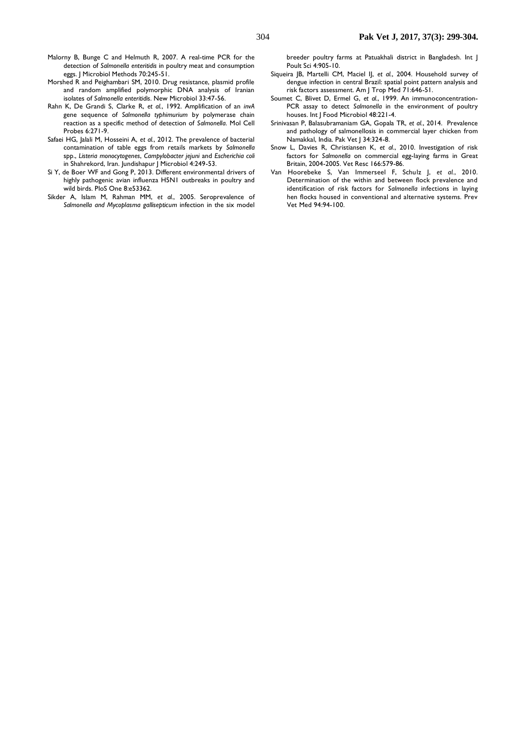Malorny B, Bunge C and Helmuth R, 2007. A real-time PCR for the detection of *Salmonella enteritidis* in poultry meat and consumption eggs. J Microbiol Methods 70:245-51.

Morshed R and Peighambari SM, 2010. Drug resistance, plasmid profile and random amplified polymorphic DNA analysis of Iranian isolates of *Salmonella enteritidis*. New Microbiol 33:47-56.

Rahn K, De Grandi S, Clarke R, *et al.*, 1992. Amplification of an *invA* gene sequence of *Salmonella typhimurium* by polymerase chain reaction as a specific method of detection of *Salmonella*. Mol Cell Probes 6:271-9.

Safaei HG, Jalali M, Hosseini A, *et al.*, 2012. The prevalence of bacterial contamination of table eggs from retails markets by *Salmonella* spp., *Listeria monocytogenes*, *Campylobacter jejuni* and *Escherichia coli* in Shahrekord, Iran. Jundishapur J Microbiol 4:249-53.

Si Y, de Boer WF and Gong P, 2013. Different environmental drivers of highly pathogenic avian influenza H5N1 outbreaks in poultry and wild birds. PloS One 8:e53362.

Sikder A, Islam M, Rahman MM, *et al.*, 2005. Seroprevalence of *Salmonella and Mycoplasma gallisepticum* infection in the six model breeder poultry farms at Patuakhali district in Bangladesh. Int J Poult Sci 4:905-10.

Siqueira JB, Martelli CM, Maciel IJ, *et al.*, 2004. Household survey of dengue infection in central Brazil: spatial point pattern analysis and risk factors assessment. Am J Trop Med 71:646-51.

Soumet C, Blivet D, Ermel G, *et al.*, 1999. An immunoconcentration-PCR assay to detect *Salmonella* in the environment of poultry houses. Int J Food Microbiol 48:221-4.

Srinivasan P, Balasubramaniam GA, Gopala TR, *et al.*, 2014. Prevalence and pathology of salmonellosis in commercial layer chicken from Namakkal, India. Pak Vet J 34:324-8.

Snow L, Davies R, Christiansen K, *et al.*, 2010. Investigation of risk factors for *Salmonella* on commercial egg-laying farms in Great Britain, 2004-2005. Vet Resc 166:579-86.

Van Hoorebeke S, Van Immerseel F, Schulz J, *et al.*, 2010. Determination of the within and between flock prevalence and identification of risk factors for *Salmonella* infections in laying hen flocks housed in conventional and alternative systems. Prev Vet Med 94:94-100.